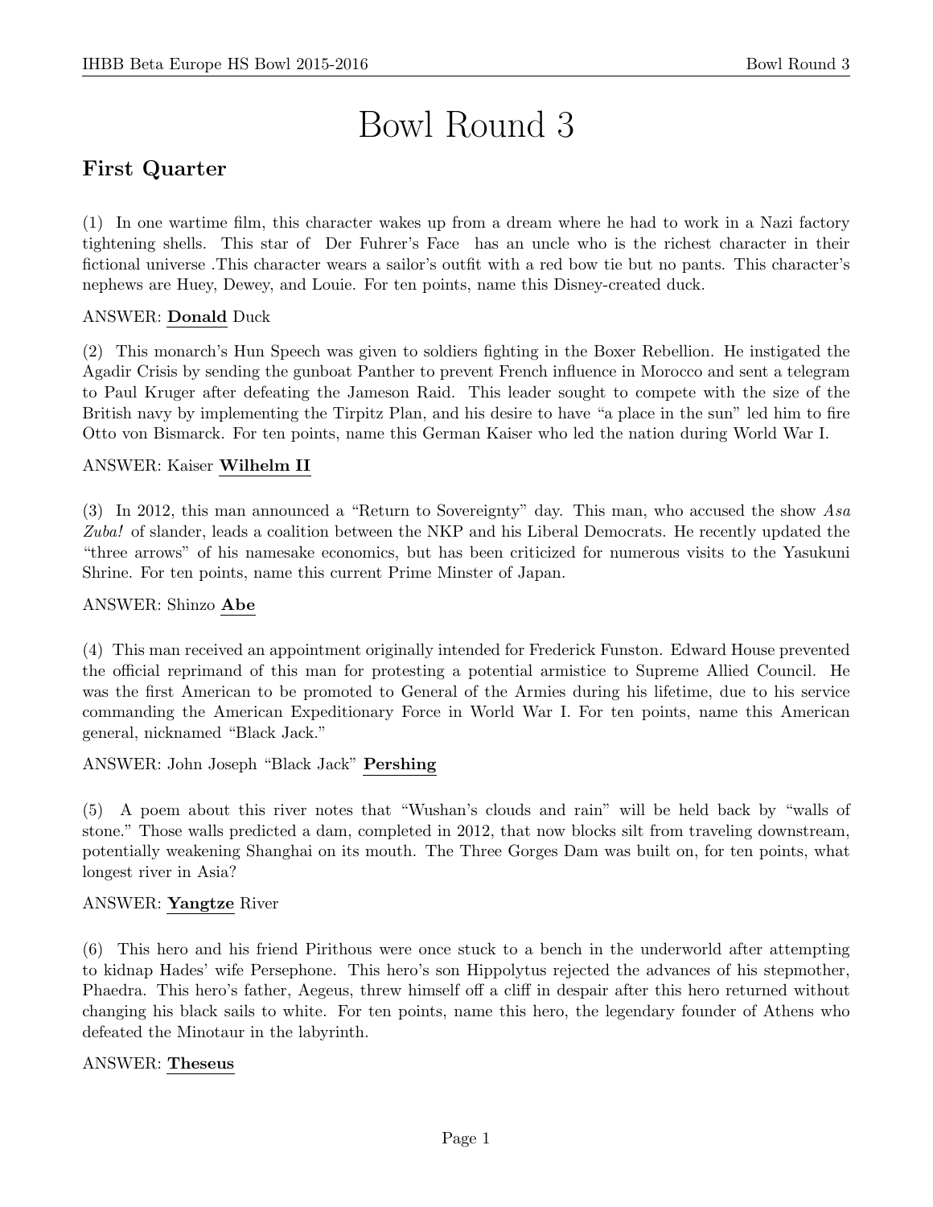# Bowl Round 3

## First Quarter

(1) In one wartime film, this character wakes up from a dream where he had to work in a Nazi factory tightening shells. This star of Der Fuhrer's Face has an uncle who is the richest character in their fictional universe .This character wears a sailor's outfit with a red bow tie but no pants. This character's nephews are Huey, Dewey, and Louie. For ten points, name this Disney-created duck.

ANSWER: **Donald** Duck

(2) This monarch's Hun Speech was given to soldiers fighting in the Boxer Rebellion. He instigated the Agadir Crisis by sending the gunboat Panther to prevent French influence in Morocco and sent a telegram to Paul Kruger after defeating the Jameson Raid. This leader sought to compete with the size of the British navy by implementing the Tirpitz Plan, and his desire to have "a place in the sun" led him to fire Otto von Bismarck. For ten points, name this German Kaiser who led the nation during World War I.

ANSWER: Kaiser **Wilhelm II**

(3) In 2012, this man announced a "Return to Sovereignty" day. This man, who accused the show *Asa Zuba!* of slander, leads a coalition between the NKP and his Liberal Democrats. He recently updated the "three arrows" of his namesake economics, but has been criticized for numerous visits to the Yasukuni Shrine. For ten points, name this current Prime Minster of Japan.

ANSWER: Shinzo **Abe**

(4) This man received an appointment originally intended for Frederick Funston. Edward House prevented the official reprimand of this man for protesting a potential armistice to Supreme Allied Council. He was the first American to be promoted to General of the Armies during his lifetime, due to his service commanding the American Expeditionary Force in World War I. For ten points, name this American general, nicknamed "Black Jack."

ANSWER: John Joseph "Black Jack" **Pershing**

(5) A poem about this river notes that "Wushan's clouds and rain" will be held back by "walls of stone." Those walls predicted a dam, completed in 2012, that now blocks silt from traveling downstream, potentially weakening Shanghai on its mouth. The Three Gorges Dam was built on, for ten points, what longest river in Asia?

ANSWER: **Yangtze** River

(6) This hero and his friend Pirithous were once stuck to a bench in the underworld after attempting to kidnap Hades' wife Persephone. This hero's son Hippolytus rejected the advances of his stepmother, Phaedra. This hero's father, Aegeus, threw himself off a cliff in despair after this hero returned without changing his black sails to white. For ten points, name this hero, the legendary founder of Athens who defeated the Minotaur in the labyrinth.

ANSWER: **Theseus**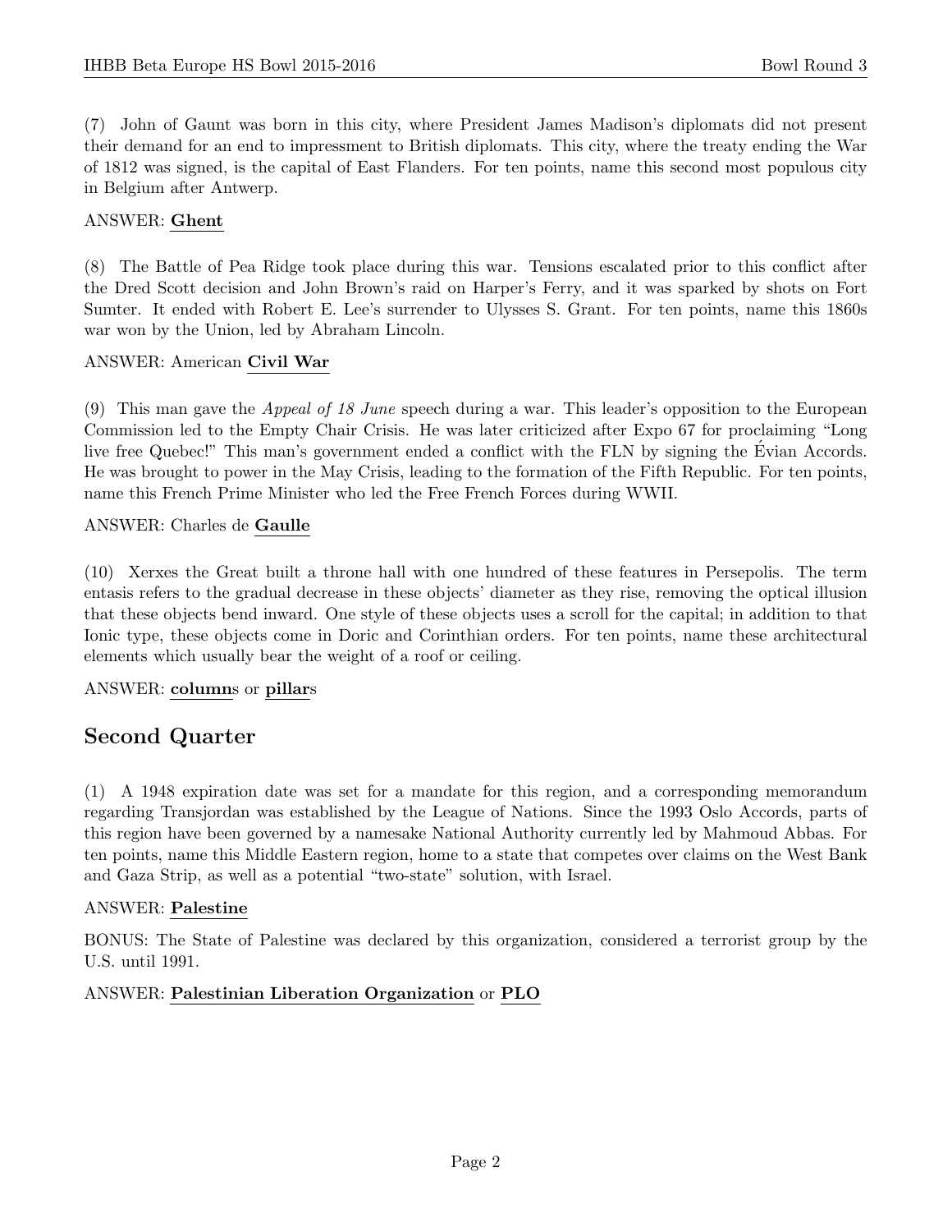(7) John of Gaunt was born in this city, where President James Madison's diplomats did not present their demand for an end to impressment to British diplomats. This city, where the treaty ending the War of 1812 was signed, is the capital of East Flanders. For ten points, name this second most populous city in Belgium after Antwerp.

ANSWER: <u>**Ghent**</u>

(8) The Battle of Pea Ridge took place during this war. Tensions escalated prior to this conflict after the Dred Scott decision and John Brown's raid on Harper's Ferry, and it was sparked by shots on Fort Sumter. It ended with Robert E. Lee's surrender to Ulysses S. Grant. For ten points, name this 1860s war won by the Union, led by Abraham Lincoln.

ANSWER: American <u>**Civil War**</u>

(9) This man gave the *Appeal of 18 June* speech during a war. This leader's opposition to the European Commission led to the Empty Chair Crisis. He was later criticized after Expo 67 for proclaiming "Long live free Quebec!" This man's government ended a conflict with the FLN by signing the Évian Accords. He was brought to power in the May Crisis, leading to the formation of the Fifth Republic. For ten points, name this French Prime Minister who led the Free French Forces during WWII.

ANSWER: Charles de <u>**Gaulle**</u>

(10) Xerxes the Great built a throne hall with one hundred of these features in Persepolis. The term entasis refers to the gradual decrease in these objects' diameter as they rise, removing the optical illusion that these objects bend inward. One style of these objects uses a scroll for the capital; in addition to that Ionic type, these objects come in Doric and Corinthian orders. For ten points, name these architectural elements which usually bear the weight of a roof or ceiling.

ANSWER: <u>**column**</u>s or <u>**pillar**</u>s

## Second Quarter

(1) A 1948 expiration date was set for a mandate for this region, and a corresponding memorandum regarding Transjordan was established by the League of Nations. Since the 1993 Oslo Accords, parts of this region have been governed by a namesake National Authority currently led by Mahmoud Abbas. For ten points, name this Middle Eastern region, home to a state that competes over claims on the West Bank and Gaza Strip, as well as a potential "two-state" solution, with Israel.

ANSWER: <u>**Palestine**</u>

BONUS: The State of Palestine was declared by this organization, considered a terrorist group by the U.S. until 1991.

ANSWER: <u>**Palestinian Liberation Organization**</u> or <u>**PLO**</u>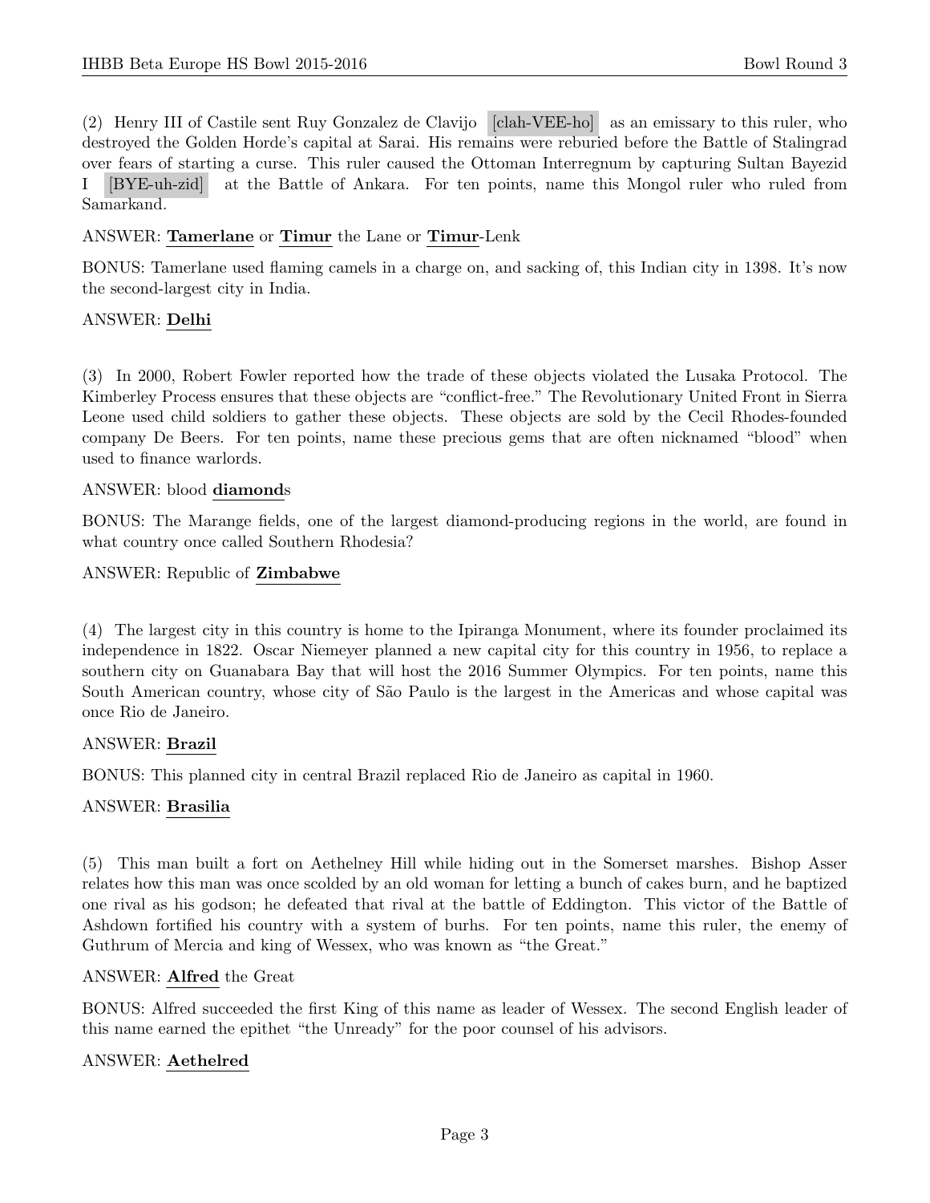(2) Henry III of Castile sent Ruy Gonzalez de Clavijo [clah-VEE-ho] as an emissary to this ruler, who destroyed the Golden Horde's capital at Sarai. His remains were reburied before the Battle of Stalingrad over fears of starting a curse. This ruler caused the Ottoman Interregnum by capturing Sultan Bayezid I [BYE-uh-zid] at the Battle of Ankara. For ten points, name this Mongol ruler who ruled from Samarkand.

ANSWER: **Tamerlane** or **Timur** the Lane or **Timur**-Lenk

BONUS: Tamerlane used flaming camels in a charge on, and sacking of, this Indian city in 1398. It's now the second-largest city in India.

ANSWER: **Delhi**

(3) In 2000, Robert Fowler reported how the trade of these objects violated the Lusaka Protocol. The Kimberley Process ensures that these objects are "conflict-free." The Revolutionary United Front in Sierra Leone used child soldiers to gather these objects. These objects are sold by the Cecil Rhodes-founded company De Beers. For ten points, name these precious gems that are often nicknamed "blood" when used to finance warlords.

ANSWER: blood **diamond**s

BONUS: The Marange fields, one of the largest diamond-producing regions in the world, are found in what country once called Southern Rhodesia?

ANSWER: Republic of **Zimbabwe**

(4) The largest city in this country is home to the Ipiranga Monument, where its founder proclaimed its independence in 1822. Oscar Niemeyer planned a new capital city for this country in 1956, to replace a southern city on Guanabara Bay that will host the 2016 Summer Olympics. For ten points, name this South American country, whose city of São Paulo is the largest in the Americas and whose capital was once Rio de Janeiro.

ANSWER: **Brazil**

BONUS: This planned city in central Brazil replaced Rio de Janeiro as capital in 1960.

ANSWER: **Brasilia**

(5) This man built a fort on Aethelney Hill while hiding out in the Somerset marshes. Bishop Asser relates how this man was once scolded by an old woman for letting a bunch of cakes burn, and he baptized one rival as his godson; he defeated that rival at the battle of Eddington. This victor of the Battle of Ashdown fortified his country with a system of burhs. For ten points, name this ruler, the enemy of Guthrum of Mercia and king of Wessex, who was known as "the Great."

ANSWER: **Alfred** the Great

BONUS: Alfred succeeded the first King of this name as leader of Wessex. The second English leader of this name earned the epithet "the Unready" for the poor counsel of his advisors.

ANSWER: **Aethelred**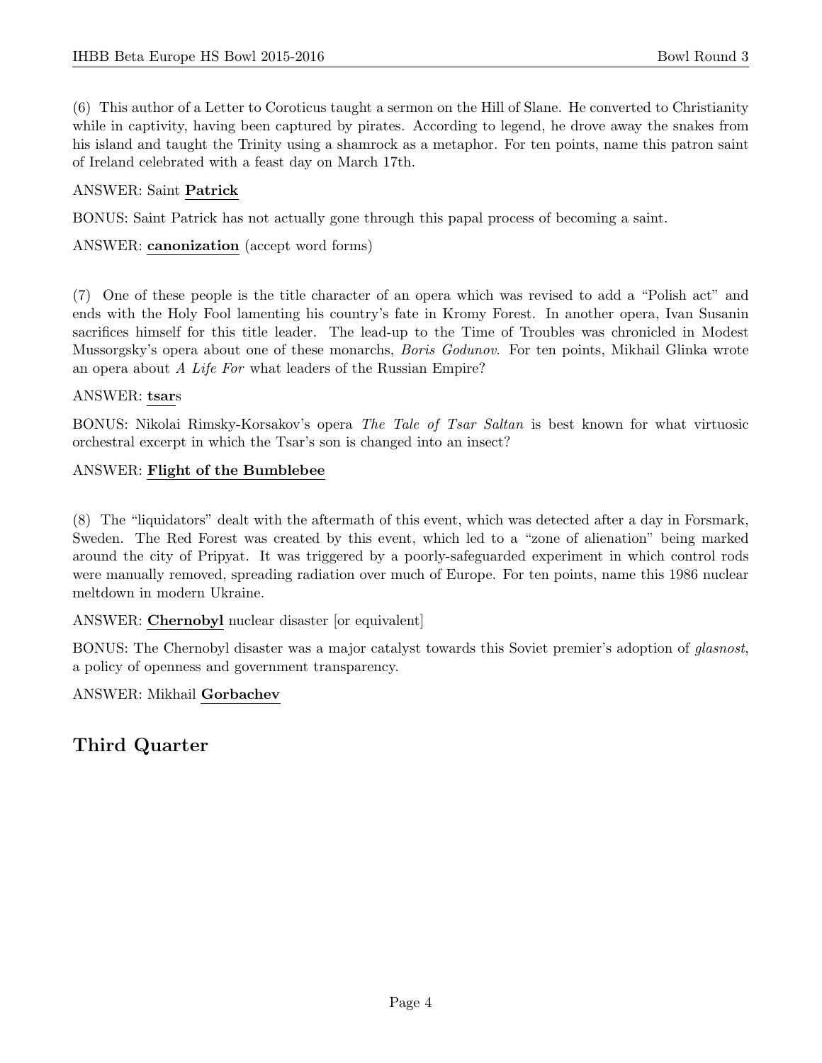(6) This author of a Letter to Coroticus taught a sermon on the Hill of Slane. He converted to Christianity while in captivity, having been captured by pirates. According to legend, he drove away the snakes from his island and taught the Trinity using a shamrock as a metaphor. For ten points, name this patron saint of Ireland celebrated with a feast day on March 17th.

ANSWER: Saint **Patrick**

BONUS: Saint Patrick has not actually gone through this papal process of becoming a saint.

ANSWER: **canonization** (accept word forms)

(7) One of these people is the title character of an opera which was revised to add a "Polish act" and ends with the Holy Fool lamenting his country's fate in Kromy Forest. In another opera, Ivan Susanin sacrifices himself for this title leader. The lead-up to the Time of Troubles was chronicled in Modest Mussorgsky's opera about one of these monarchs, *Boris Godunov*. For ten points, Mikhail Glinka wrote an opera about *A Life For* what leaders of the Russian Empire?

ANSWER: **tsar**s

BONUS: Nikolai Rimsky-Korsakov's opera *The Tale of Tsar Saltan* is best known for what virtuosic orchestral excerpt in which the Tsar's son is changed into an insect?

ANSWER: **Flight of the Bumblebee**

(8) The "liquidators" dealt with the aftermath of this event, which was detected after a day in Forsmark, Sweden. The Red Forest was created by this event, which led to a "zone of alienation" being marked around the city of Pripyat. It was triggered by a poorly-safeguarded experiment in which control rods were manually removed, spreading radiation over much of Europe. For ten points, name this 1986 nuclear meltdown in modern Ukraine.

ANSWER: **Chernobyl** nuclear disaster [or equivalent]

BONUS: The Chernobyl disaster was a major catalyst towards this Soviet premier's adoption of *glasnost*, a policy of openness and government transparency.

ANSWER: Mikhail **Gorbachev**

## Third Quarter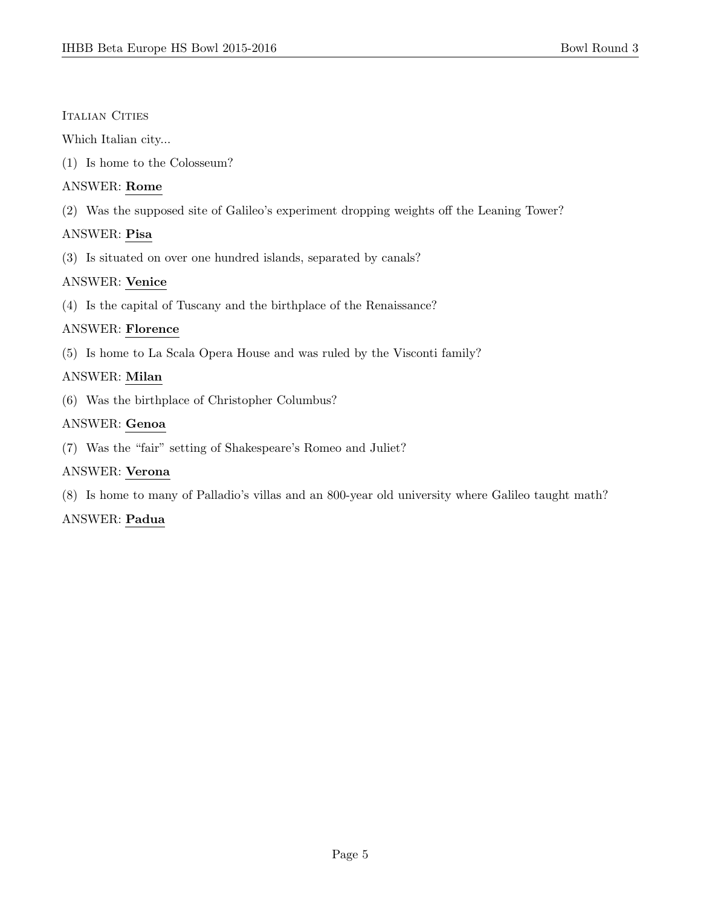## Italian Cities

Which Italian city...

(1) Is home to the Colosseum?

ANSWER: **Rome**

(2) Was the supposed site of Galileo's experiment dropping weights off the Leaning Tower?

ANSWER: **Pisa**

(3) Is situated on over one hundred islands, separated by canals?

ANSWER: **Venice**

(4) Is the capital of Tuscany and the birthplace of the Renaissance?

ANSWER: **Florence**

(5) Is home to La Scala Opera House and was ruled by the Visconti family?

ANSWER: **Milan**

(6) Was the birthplace of Christopher Columbus?

ANSWER: **Genoa**

(7) Was the "fair" setting of Shakespeare's Romeo and Juliet?

ANSWER: **Verona**

(8) Is home to many of Palladio's villas and an 800-year old university where Galileo taught math?

ANSWER: **Padua**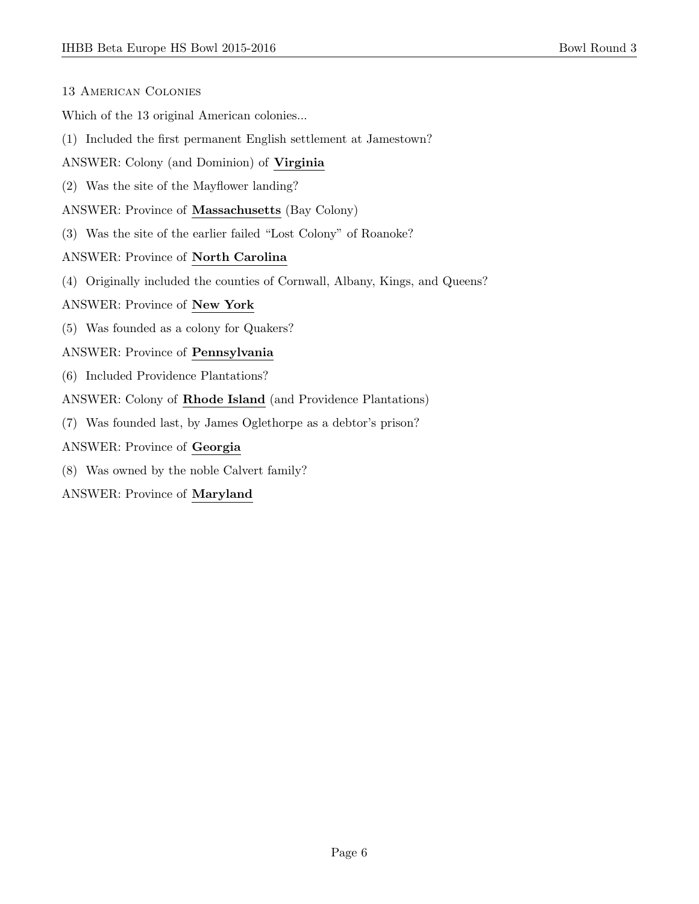## 13 American Colonies

Which of the 13 original American colonies...

(1) Included the first permanent English settlement at Jamestown?

ANSWER: Colony (and Dominion) of **Virginia**

(2) Was the site of the Mayflower landing?

ANSWER: Province of **Massachusetts** (Bay Colony)

(3) Was the site of the earlier failed "Lost Colony" of Roanoke?

ANSWER: Province of **North Carolina**

(4) Originally included the counties of Cornwall, Albany, Kings, and Queens?

ANSWER: Province of **New York**

(5) Was founded as a colony for Quakers?

ANSWER: Province of **Pennsylvania**

(6) Included Providence Plantations?

ANSWER: Colony of **Rhode Island** (and Providence Plantations)

(7) Was founded last, by James Oglethorpe as a debtor's prison?

ANSWER: Province of **Georgia**

(8) Was owned by the noble Calvert family?

ANSWER: Province of **Maryland**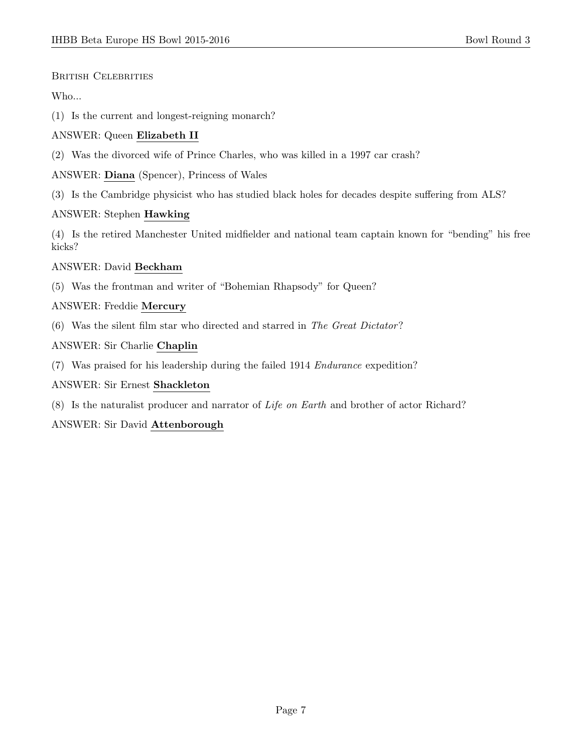British Celebrities

Who...

(1) Is the current and longest-reigning monarch?

ANSWER: Queen **Elizabeth II**

(2) Was the divorced wife of Prince Charles, who was killed in a 1997 car crash?

ANSWER: **Diana** (Spencer), Princess of Wales

(3) Is the Cambridge physicist who has studied black holes for decades despite suffering from ALS?

ANSWER: Stephen **Hawking**

(4) Is the retired Manchester United midfielder and national team captain known for "bending" his free kicks?

ANSWER: David **Beckham**

(5) Was the frontman and writer of "Bohemian Rhapsody" for Queen?

ANSWER: Freddie **Mercury**

(6) Was the silent film star who directed and starred in *The Great Dictator*?

ANSWER: Sir Charlie **Chaplin**

(7) Was praised for his leadership during the failed 1914 *Endurance* expedition?

ANSWER: Sir Ernest **Shackleton**

(8) Is the naturalist producer and narrator of *Life on Earth* and brother of actor Richard?

ANSWER: Sir David **Attenborough**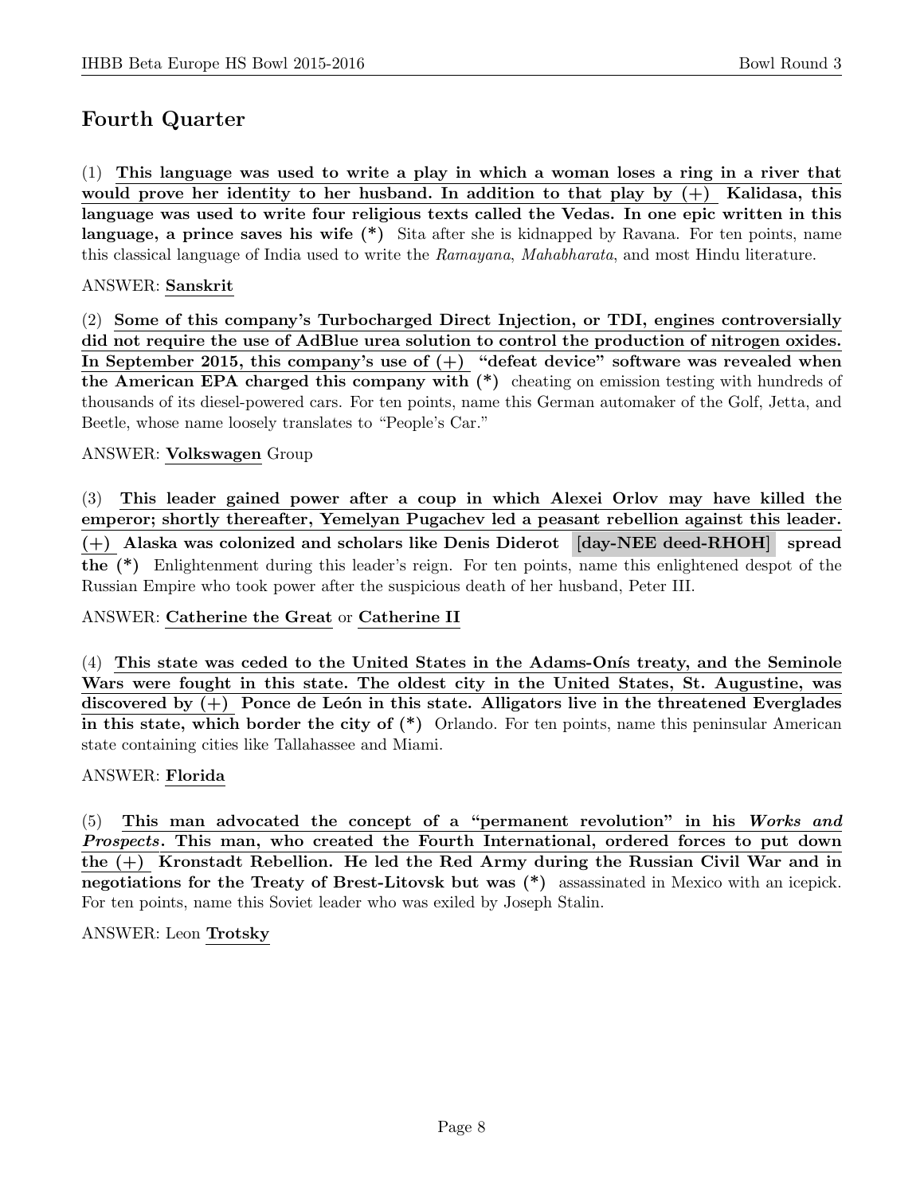## Fourth Quarter

(1) **This language was used to write a play in which a woman loses a ring in a river that would prove her identity to her husband. In addition to that play by (+) Kalidasa, this language was used to write four religious texts called the Vedas. In one epic written in this language, a prince saves his wife (*)** Sita after she is kidnapped by Ravana. For ten points, name this classical language of India used to write the *Ramayana*, *Mahabharata*, and most Hindu literature.

ANSWER: **Sanskrit**

(2) **Some of this company's Turbocharged Direct Injection, or TDI, engines controversially did not require the use of AdBlue urea solution to control the production of nitrogen oxides. In September 2015, this company's use of (+) "defeat device" software was revealed when the American EPA charged this company with (*)** cheating on emission testing with hundreds of thousands of its diesel-powered cars. For ten points, name this German automaker of the Golf, Jetta, and Beetle, whose name loosely translates to "People's Car."

ANSWER: **Volkswagen** Group

(3) **This leader gained power after a coup in which Alexei Orlov may have killed the emperor; shortly thereafter, Yemelyan Pugachev led a peasant rebellion against this leader. (+) Alaska was colonized and scholars like Denis Diderot [day-NEE deed-RHOH] spread the (*)** Enlightenment during this leader's reign. For ten points, name this enlightened despot of the Russian Empire who took power after the suspicious death of her husband, Peter III.

ANSWER: **Catherine the Great** or **Catherine II**

(4) **This state was ceded to the United States in the Adams-Onís treaty, and the Seminole Wars were fought in this state. The oldest city in the United States, St. Augustine, was discovered by (+) Ponce de León in this state. Alligators live in the threatened Everglades in this state, which border the city of (*)** Orlando. For ten points, name this peninsular American state containing cities like Tallahassee and Miami.

ANSWER: **Florida**

(5) **This man advocated the concept of a "permanent revolution" in his *Works and Prospects*. This man, who created the Fourth International, ordered forces to put down the (+) Kronstadt Rebellion. He led the Red Army during the Russian Civil War and in negotiations for the Treaty of Brest-Litovsk but was (*)** assassinated in Mexico with an icepick. For ten points, name this Soviet leader who was exiled by Joseph Stalin.

ANSWER: Leon **Trotsky**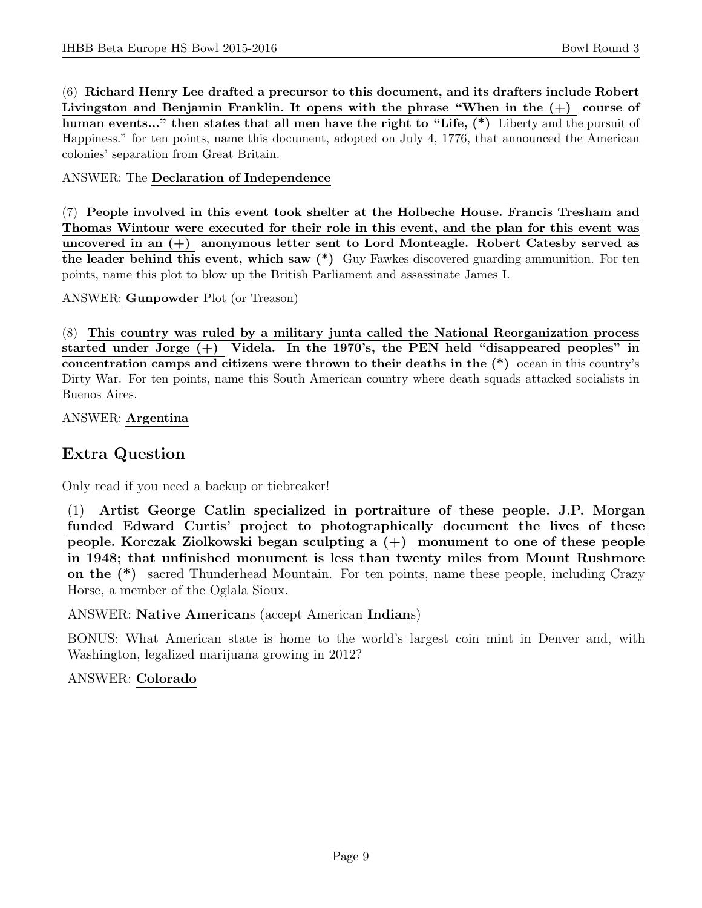(6) **Richard Henry Lee drafted a precursor to this document, and its drafters include Robert Livingston and Benjamin Franklin. It opens with the phrase "When in the (+) course of human events..." then states that all men have the right to "Life, (*)** Liberty and the pursuit of Happiness." for ten points, name this document, adopted on July 4, 1776, that announced the American colonies' separation from Great Britain.

ANSWER: The **Declaration of Independence**

(7) **People involved in this event took shelter at the Holbeche House. Francis Tresham and Thomas Wintour were executed for their role in this event, and the plan for this event was uncovered in an (+) anonymous letter sent to Lord Monteagle. Robert Catesby served as the leader behind this event, which saw (*)** Guy Fawkes discovered guarding ammunition. For ten points, name this plot to blow up the British Parliament and assassinate James I.

ANSWER: **Gunpowder** Plot (or Treason)

(8) **This country was ruled by a military junta called the National Reorganization process started under Jorge (+) Videla. In the 1970's, the PEN held "disappeared peoples" in concentration camps and citizens were thrown to their deaths in the (*)** ocean in this country's Dirty War. For ten points, name this South American country where death squads attacked socialists in Buenos Aires.

ANSWER: **Argentina**

## Extra Question

Only read if you need a backup or tiebreaker!

(1) **Artist George Catlin specialized in portraiture of these people. J.P. Morgan funded Edward Curtis' project to photographically document the lives of these people. Korczak Ziolkowski began sculpting a (+) monument to one of these people in 1948; that unfinished monument is less than twenty miles from Mount Rushmore on the (*)** sacred Thunderhead Mountain. For ten points, name these people, including Crazy Horse, a member of the Oglala Sioux.

ANSWER: **Native American**s (accept American **Indian**s)

BONUS: What American state is home to the world's largest coin mint in Denver and, with Washington, legalized marijuana growing in 2012?

ANSWER: **Colorado**